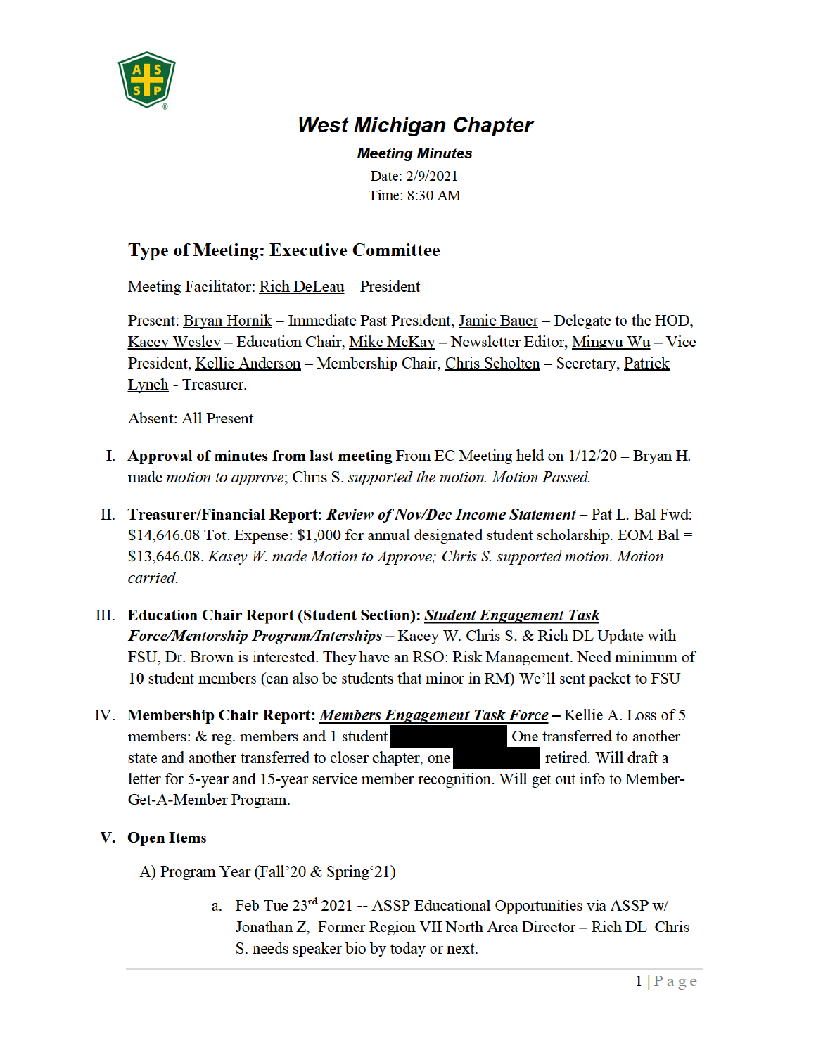# West Michigan Chapter

***Meeting Minutes***

Date: 2/9/2021
Time: 8:30 AM

## Type of Meeting: Executive Committee

Meeting Facilitator: Rich DeLeau – President

Present: Bryan Hornik – Immediate Past President, Jamie Bauer – Delegate to the HOD, Kacey Wesley – Education Chair, Mike McKay – Newsletter Editor, Mingyu Wu – Vice President, Kellie Anderson – Membership Chair, Chris Scholten – Secretary, Patrick Lynch - Treasurer.

Absent: All Present

I. **Approval of minutes from last meeting** From EC Meeting held on 1/12/20 – Bryan H. made *motion to approve*; Chris S. *supported the motion. Motion Passed.*

II. **Treasurer/Financial Report:** ***Review of Nov/Dec Income Statement*** **–** Pat L. Bal Fwd: $14,646.08 Tot. Expense: $1,000 for annual designated student scholarship. EOM Bal = $13,646.08. *Kasey W. made Motion to Approve; Chris S. supported motion. Motion carried.*

III. **Education Chair Report (Student Section):** ***Student Engagement Task Force/Mentorship Program/Interships*** **–** Kacey W. Chris S. & Rich DL Update with FSU, Dr. Brown is interested. They have an RSO: Risk Management. Need minimum of 10 student members (can also be students that minor in RM) We'll sent packet to FSU

IV. **Membership Chair Report:** ***Members Engagement Task Force*** **–** Kellie A. Loss of 5 members: & reg. members and 1 student [REDACTED] One transferred to another state and another transferred to closer chapter, one [REDACTED] retired. Will draft a letter for 5-year and 15-year service member recognition. Will get out info to Member-Get-A-Member Program.

V. **Open Items**

A) Program Year (Fall'20 & Spring'21)

a. Feb Tue 23rd 2021 -- ASSP Educational Opportunities via ASSP w/ Jonathan Z, Former Region VII North Area Director – Rich DL Chris S. needs speaker bio by today or next.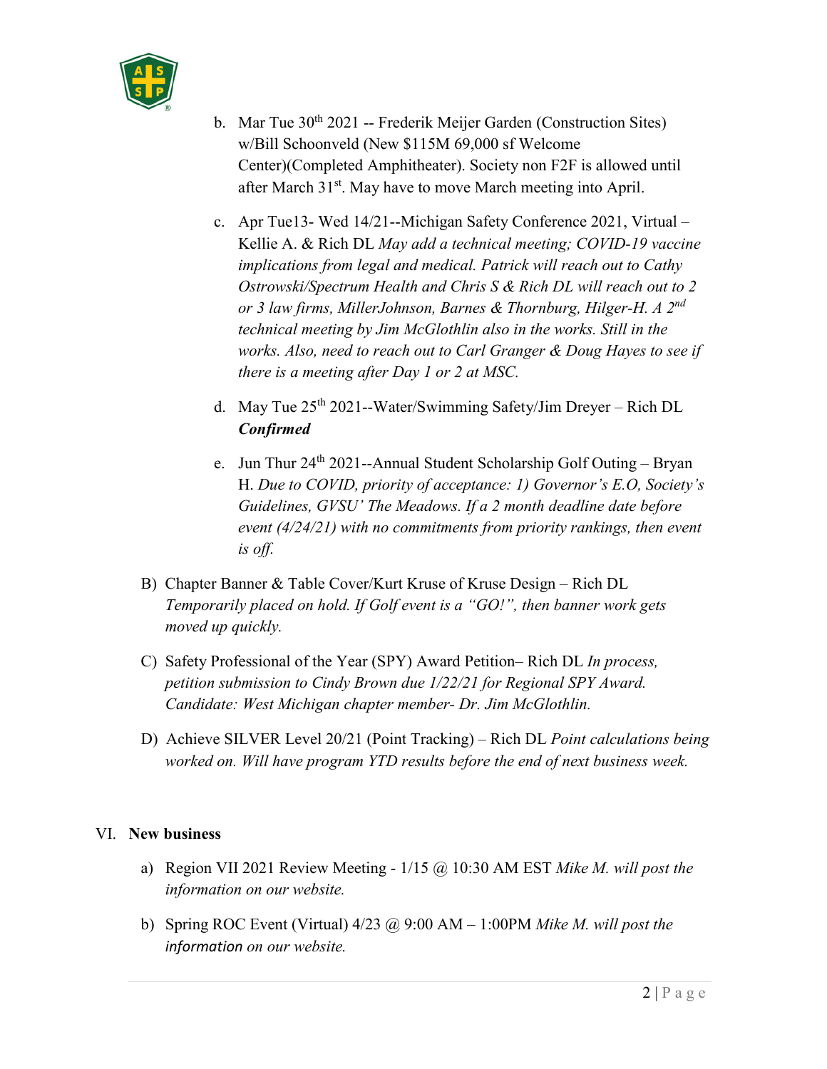b. Mar Tue 30th 2021 -- Frederik Meijer Garden (Construction Sites) w/Bill Schoonveld (New $115M 69,000 sf Welcome Center)(Completed Amphitheater). Society non F2F is allowed until after March 31st. May have to move March meeting into April.

c. Apr Tue13- Wed 14/21--Michigan Safety Conference 2021, Virtual – Kellie A. & Rich DL *May add a technical meeting; COVID-19 vaccine implications from legal and medical. Patrick will reach out to Cathy Ostrowski/Spectrum Health and Chris S & Rich DL will reach out to 2 or 3 law firms, MillerJohnson, Barnes & Thornburg, Hilger-H. A 2nd technical meeting by Jim McGlothlin also in the works. Still in the works. Also, need to reach out to Carl Granger & Doug Hayes to see if there is a meeting after Day 1 or 2 at MSC.*

d. May Tue 25th 2021--Water/Swimming Safety/Jim Dreyer – Rich DL ***Confirmed***

e. Jun Thur 24th 2021--Annual Student Scholarship Golf Outing – Bryan H. *Due to COVID, priority of acceptance: 1) Governor's E.O, Society's Guidelines, GVSU' The Meadows. If a 2 month deadline date before event (4/24/21) with no commitments from priority rankings, then event is off.*

B) Chapter Banner & Table Cover/Kurt Kruse of Kruse Design – Rich DL *Temporarily placed on hold. If Golf event is a "GO!", then banner work gets moved up quickly.*

C) Safety Professional of the Year (SPY) Award Petition– Rich DL *In process, petition submission to Cindy Brown due 1/22/21 for Regional SPY Award. Candidate: West Michigan chapter member- Dr. Jim McGlothlin.*

D) Achieve SILVER Level 20/21 (Point Tracking) – Rich DL *Point calculations being worked on. Will have program YTD results before the end of next business week.*

## VI. New business

a) Region VII 2021 Review Meeting - 1/15 @ 10:30 AM EST *Mike M. will post the information on our website.*

b) Spring ROC Event (Virtual) 4/23 @ 9:00 AM – 1:00PM *Mike M. will post the information on our website.*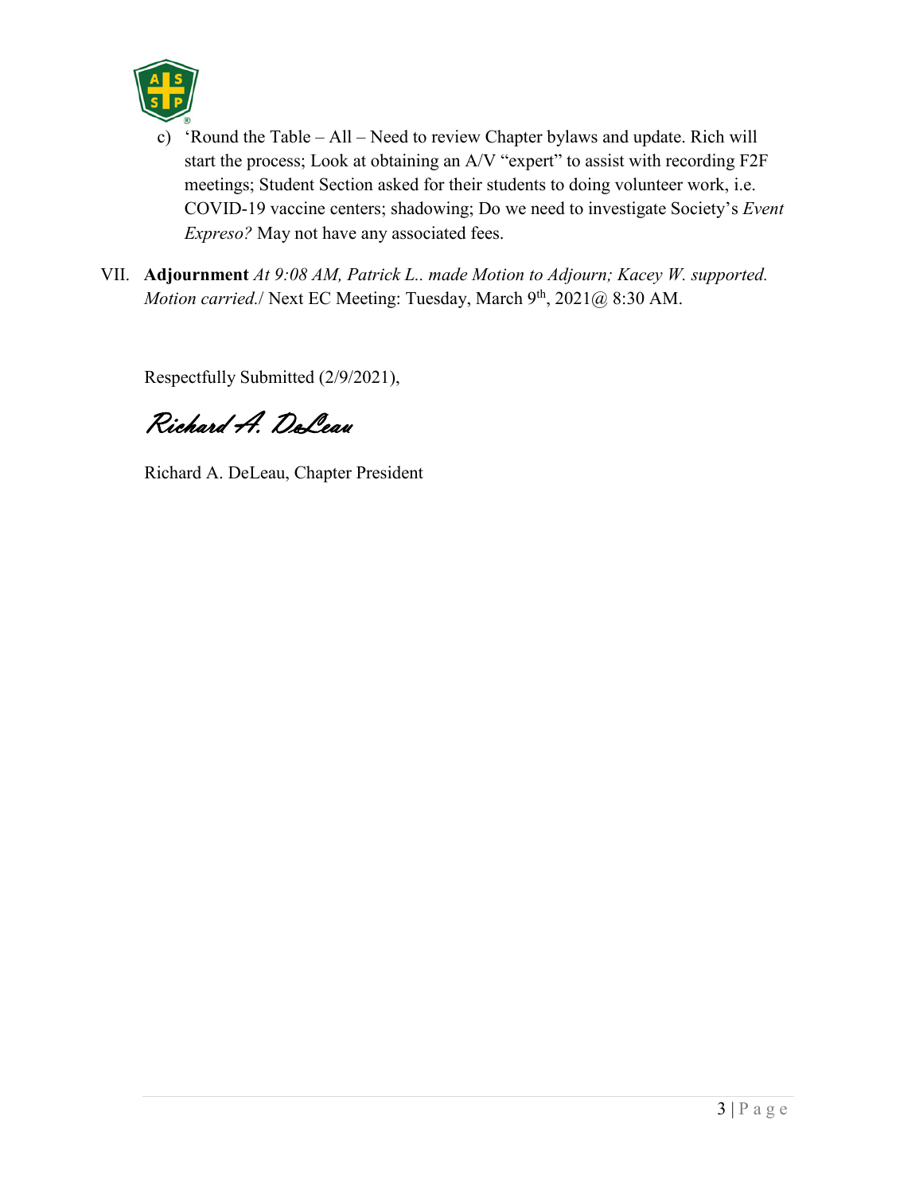c) 'Round the Table – All – Need to review Chapter bylaws and update. Rich will start the process; Look at obtaining an A/V "expert" to assist with recording F2F meetings; Student Section asked for their students to doing volunteer work, i.e. COVID-19 vaccine centers; shadowing; Do we need to investigate Society's *Event Expreso?* May not have any associated fees.

VII. **Adjournment** *At 9:08 AM, Patrick L.. made Motion to Adjourn; Kacey W. supported. Motion carried.*/ Next EC Meeting: Tuesday, March 9th, 2021@ 8:30 AM.

Respectfully Submitted (2/9/2021),

*Richard A. DeLeau*

Richard A. DeLeau, Chapter President